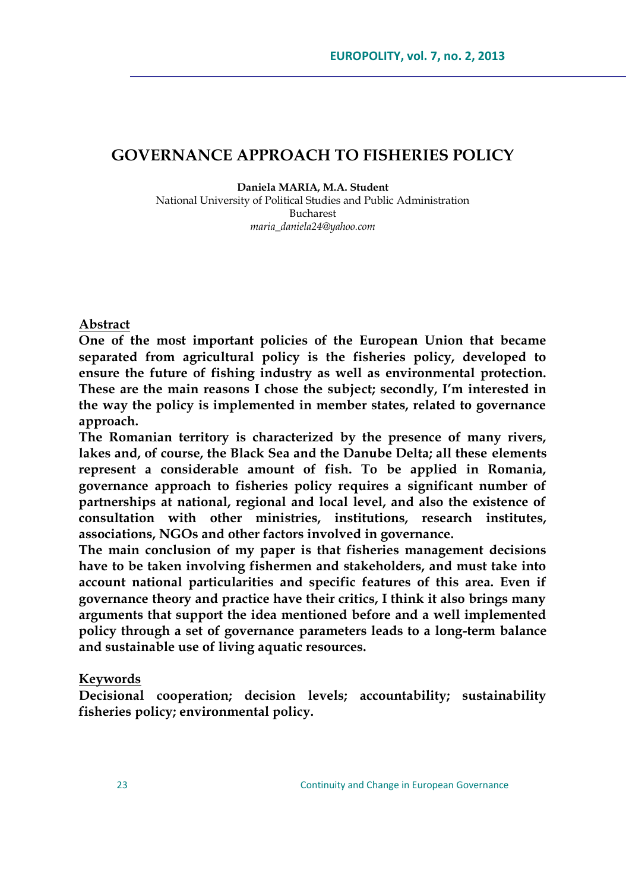# GOVERNANCE APPROACH TO FISHERIES POLICY

**Daniela MARIA, M.A. Student**
National University of Political Studies and Public Administration
Bucharest
*maria_daniela24@yahoo.com*

## Abstract

**One of the most important policies of the European Union that became separated from agricultural policy is the fisheries policy, developed to ensure the future of fishing industry as well as environmental protection. These are the main reasons I chose the subject; secondly, I'm interested in the way the policy is implemented in member states, related to governance approach.**

**The Romanian territory is characterized by the presence of many rivers, lakes and, of course, the Black Sea and the Danube Delta; all these elements represent a considerable amount of fish. To be applied in Romania, governance approach to fisheries policy requires a significant number of partnerships at national, regional and local level, and also the existence of consultation with other ministries, institutions, research institutes, associations, NGOs and other factors involved in governance.**

**The main conclusion of my paper is that fisheries management decisions have to be taken involving fishermen and stakeholders, and must take into account national particularities and specific features of this area. Even if governance theory and practice have their critics, I think it also brings many arguments that support the idea mentioned before and a well implemented policy through a set of governance parameters leads to a long-term balance and sustainable use of living aquatic resources.**

## Keywords

**Decisional cooperation; decision levels; accountability; sustainability fisheries policy; environmental policy.**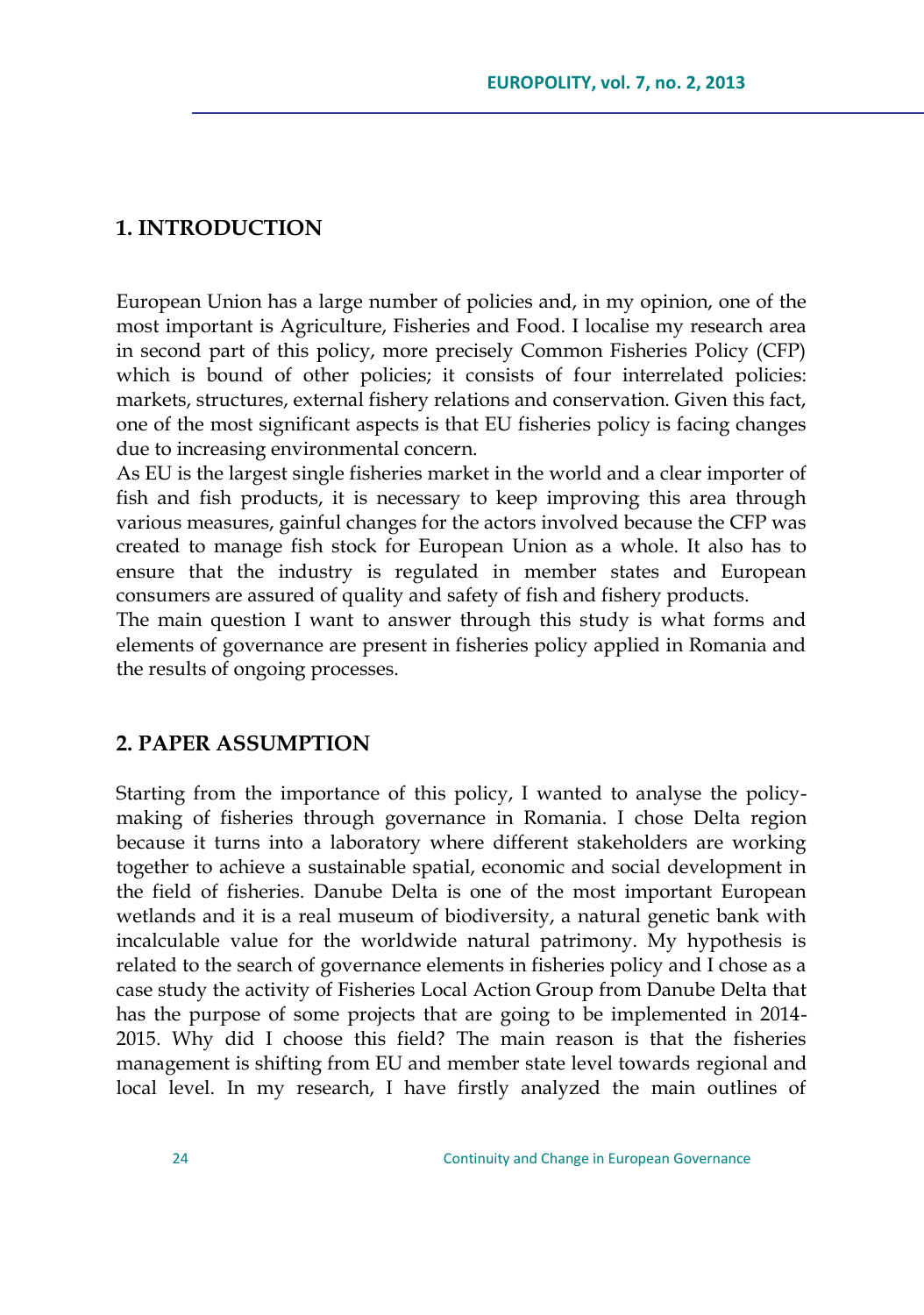## 1. INTRODUCTION

European Union has a large number of policies and, in my opinion, one of the most important is Agriculture, Fisheries and Food. I localise my research area in second part of this policy, more precisely Common Fisheries Policy (CFP) which is bound of other policies; it consists of four interrelated policies: markets, structures, external fishery relations and conservation. Given this fact, one of the most significant aspects is that EU fisheries policy is facing changes due to increasing environmental concern.

As EU is the largest single fisheries market in the world and a clear importer of fish and fish products, it is necessary to keep improving this area through various measures, gainful changes for the actors involved because the CFP was created to manage fish stock for European Union as a whole. It also has to ensure that the industry is regulated in member states and European consumers are assured of quality and safety of fish and fishery products.

The main question I want to answer through this study is what forms and elements of governance are present in fisheries policy applied in Romania and the results of ongoing processes.

## 2. PAPER ASSUMPTION

Starting from the importance of this policy, I wanted to analyse the policy-making of fisheries through governance in Romania. I chose Delta region because it turns into a laboratory where different stakeholders are working together to achieve a sustainable spatial, economic and social development in the field of fisheries. Danube Delta is one of the most important European wetlands and it is a real museum of biodiversity, a natural genetic bank with incalculable value for the worldwide natural patrimony. My hypothesis is related to the search of governance elements in fisheries policy and I chose as a case study the activity of Fisheries Local Action Group from Danube Delta that has the purpose of some projects that are going to be implemented in 2014-2015. Why did I choose this field? The main reason is that the fisheries management is shifting from EU and member state level towards regional and local level. In my research, I have firstly analyzed the main outlines of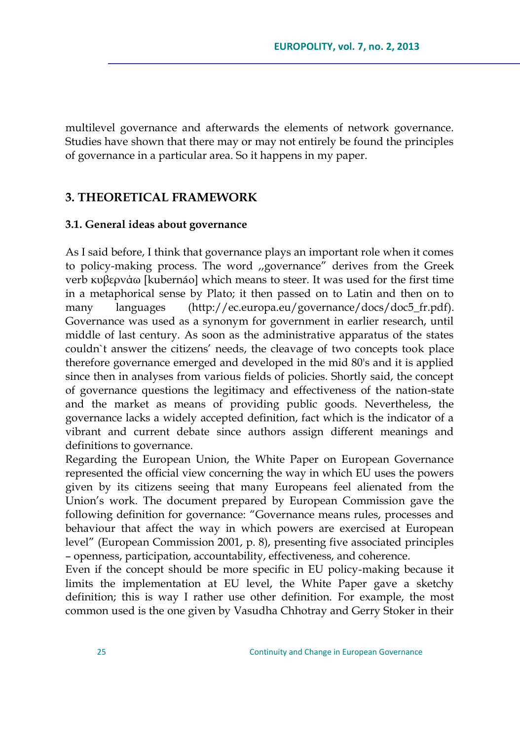multilevel governance and afterwards the elements of network governance. Studies have shown that there may or may not entirely be found the principles of governance in a particular area. So it happens in my paper.

## 3. THEORETICAL FRAMEWORK

### 3.1. General ideas about governance

As I said before, I think that governance plays an important role when it comes to policy-making process. The word „governance" derives from the Greek verb κυβερνάω [kubernáo] which means to steer. It was used for the first time in a metaphorical sense by Plato; it then passed on to Latin and then on to many languages (http://ec.europa.eu/governance/docs/doc5_fr.pdf). Governance was used as a synonym for government in earlier research, until middle of last century. As soon as the administrative apparatus of the states couldn`t answer the citizens' needs, the cleavage of two concepts took place therefore governance emerged and developed in the mid 80's and it is applied since then in analyses from various fields of policies. Shortly said, the concept of governance questions the legitimacy and effectiveness of the nation-state and the market as means of providing public goods. Nevertheless, the governance lacks a widely accepted definition, fact which is the indicator of a vibrant and current debate since authors assign different meanings and definitions to governance.

Regarding the European Union, the White Paper on European Governance represented the official view concerning the way in which EU uses the powers given by its citizens seeing that many Europeans feel alienated from the Union's work. The document prepared by European Commission gave the following definition for governance: "Governance means rules, processes and behaviour that affect the way in which powers are exercised at European level" (European Commission 2001, p. 8), presenting five associated principles – openness, participation, accountability, effectiveness, and coherence.

Even if the concept should be more specific in EU policy-making because it limits the implementation at EU level, the White Paper gave a sketchy definition; this is way I rather use other definition. For example, the most common used is the one given by Vasudha Chhotray and Gerry Stoker in their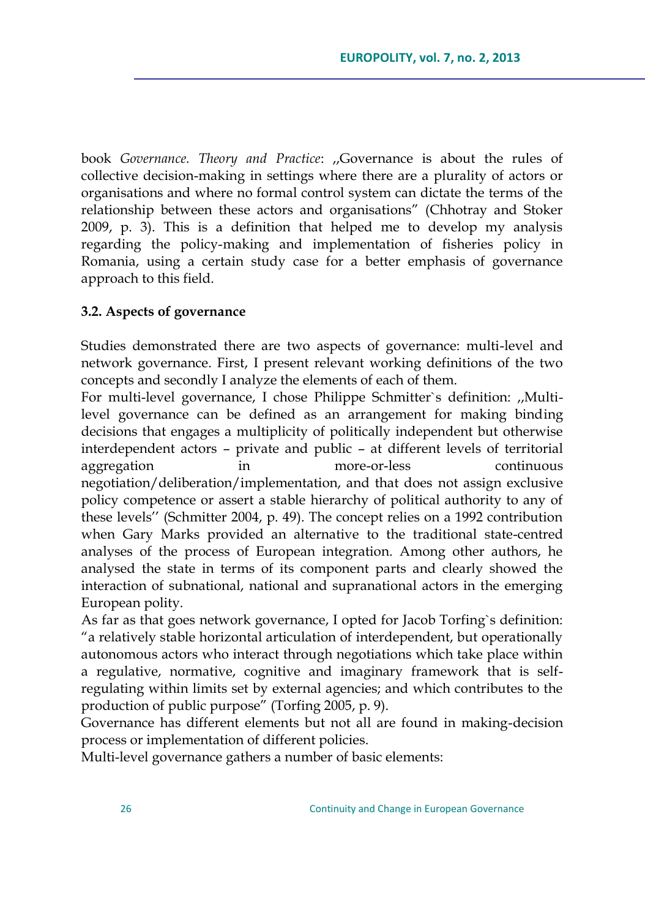book *Governance. Theory and Practice*: „Governance is about the rules of collective decision-making in settings where there are a plurality of actors or organisations and where no formal control system can dictate the terms of the relationship between these actors and organisations" (Chhotray and Stoker 2009, p. 3). This is a definition that helped me to develop my analysis regarding the policy-making and implementation of fisheries policy in Romania, using a certain study case for a better emphasis of governance approach to this field.

### 3.2. Aspects of governance

Studies demonstrated there are two aspects of governance: multi-level and network governance. First, I present relevant working definitions of the two concepts and secondly I analyze the elements of each of them.

For multi-level governance, I chose Philippe Schmitter`s definition: „Multi-level governance can be defined as an arrangement for making binding decisions that engages a multiplicity of politically independent but otherwise interdependent actors – private and public – at different levels of territorial aggregation in more-or-less continuous negotiation/deliberation/implementation, and that does not assign exclusive policy competence or assert a stable hierarchy of political authority to any of these levels'' (Schmitter 2004, p. 49). The concept relies on a 1992 contribution when Gary Marks provided an alternative to the traditional state-centred analyses of the process of European integration. Among other authors, he analysed the state in terms of its component parts and clearly showed the interaction of subnational, national and supranational actors in the emerging European polity.

As far as that goes network governance, I opted for Jacob Torfing`s definition: "a relatively stable horizontal articulation of interdependent, but operationally autonomous actors who interact through negotiations which take place within a regulative, normative, cognitive and imaginary framework that is self-regulating within limits set by external agencies; and which contributes to the production of public purpose" (Torfing 2005, p. 9).

Governance has different elements but not all are found in making-decision process or implementation of different policies.

Multi-level governance gathers a number of basic elements: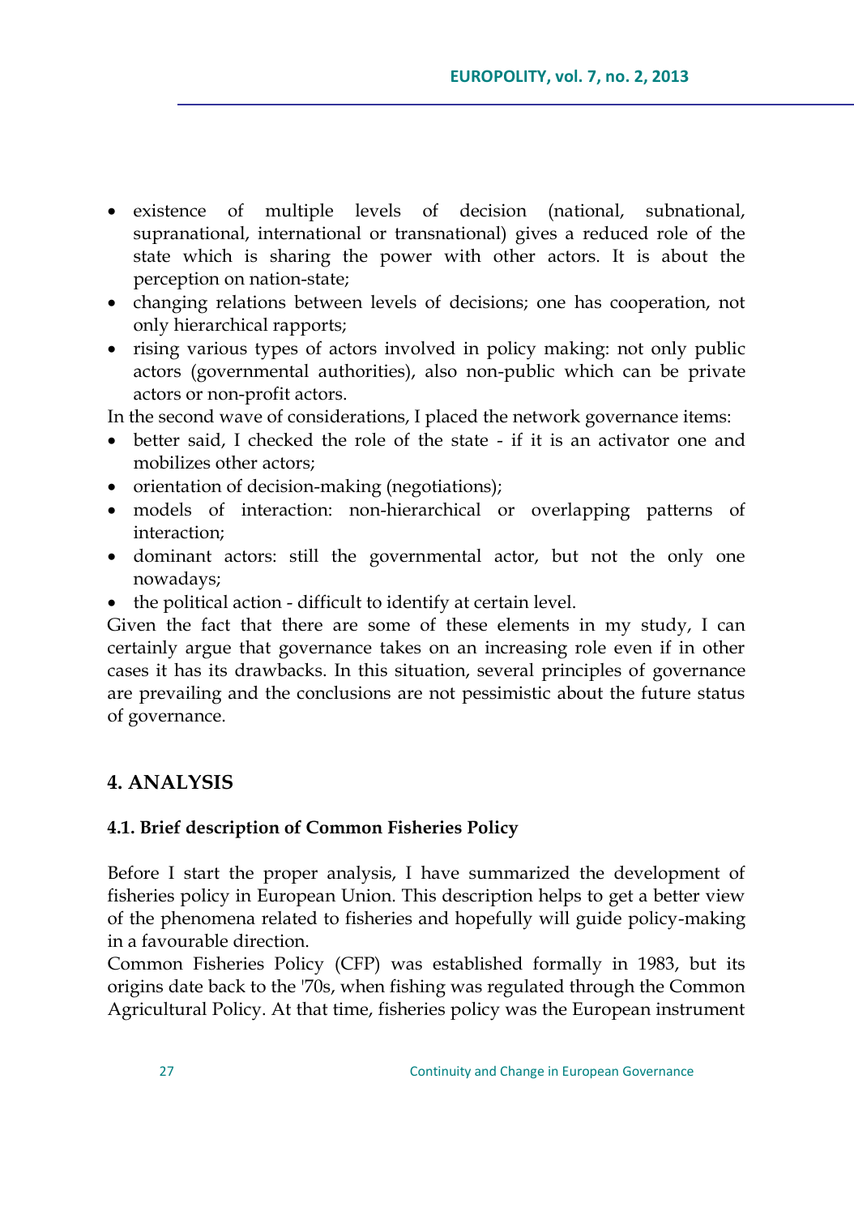- existence of multiple levels of decision (national, subnational, supranational, international or transnational) gives a reduced role of the state which is sharing the power with other actors. It is about the perception on nation-state;
- changing relations between levels of decisions; one has cooperation, not only hierarchical rapports;
- rising various types of actors involved in policy making: not only public actors (governmental authorities), also non-public which can be private actors or non-profit actors.

In the second wave of considerations, I placed the network governance items:

- better said, I checked the role of the state - if it is an activator one and mobilizes other actors;
- orientation of decision-making (negotiations);
- models of interaction: non-hierarchical or overlapping patterns of interaction;
- dominant actors: still the governmental actor, but not the only one nowadays;
- the political action - difficult to identify at certain level.

Given the fact that there are some of these elements in my study, I can certainly argue that governance takes on an increasing role even if in other cases it has its drawbacks. In this situation, several principles of governance are prevailing and the conclusions are not pessimistic about the future status of governance.

## 4. ANALYSIS

### 4.1. Brief description of Common Fisheries Policy

Before I start the proper analysis, I have summarized the development of fisheries policy in European Union. This description helps to get a better view of the phenomena related to fisheries and hopefully will guide policy-making in a favourable direction.

Common Fisheries Policy (CFP) was established formally in 1983, but its origins date back to the '70s, when fishing was regulated through the Common Agricultural Policy. At that time, fisheries policy was the European instrument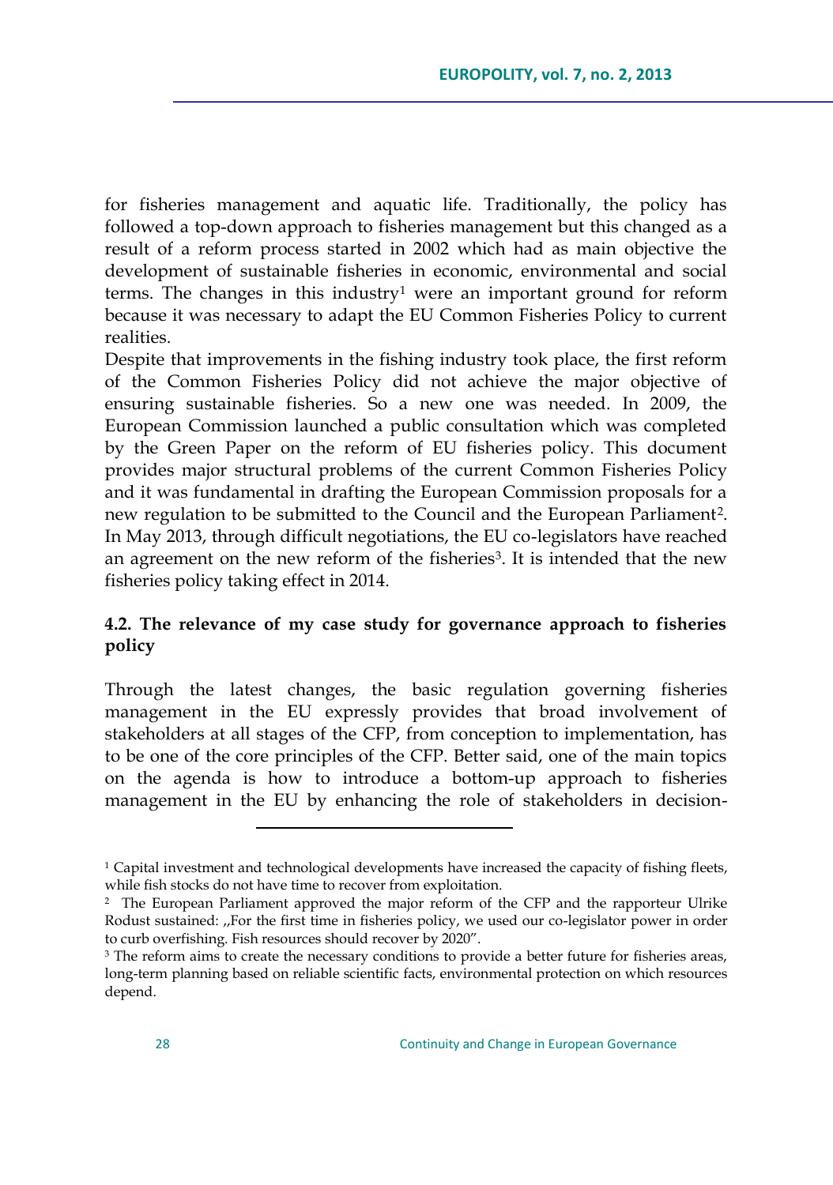for fisheries management and aquatic life. Traditionally, the policy has followed a top-down approach to fisheries management but this changed as a result of a reform process started in 2002 which had as main objective the development of sustainable fisheries in economic, environmental and social terms. The changes in this industry[1] were an important ground for reform because it was necessary to adapt the EU Common Fisheries Policy to current realities.

Despite that improvements in the fishing industry took place, the first reform of the Common Fisheries Policy did not achieve the major objective of ensuring sustainable fisheries. So a new one was needed. In 2009, the European Commission launched a public consultation which was completed by the Green Paper on the reform of EU fisheries policy. This document provides major structural problems of the current Common Fisheries Policy and it was fundamental in drafting the European Commission proposals for a new regulation to be submitted to the Council and the European Parliament[2]. In May 2013, through difficult negotiations, the EU co-legislators have reached an agreement on the new reform of the fisheries[3]. It is intended that the new fisheries policy taking effect in 2014.

### 4.2. The relevance of my case study for governance approach to fisheries policy

Through the latest changes, the basic regulation governing fisheries management in the EU expressly provides that broad involvement of stakeholders at all stages of the CFP, from conception to implementation, has to be one of the core principles of the CFP. Better said, one of the main topics on the agenda is how to introduce a bottom-up approach to fisheries management in the EU by enhancing the role of stakeholders in decision-

---

[1] Capital investment and technological developments have increased the capacity of fishing fleets, while fish stocks do not have time to recover from exploitation.

[2] The European Parliament approved the major reform of the CFP and the rapporteur Ulrike Rodust sustained: „For the first time in fisheries policy, we used our co-legislator power in order to curb overfishing. Fish resources should recover by 2020".

[3] The reform aims to create the necessary conditions to provide a better future for fisheries areas, long-term planning based on reliable scientific facts, environmental protection on which resources depend.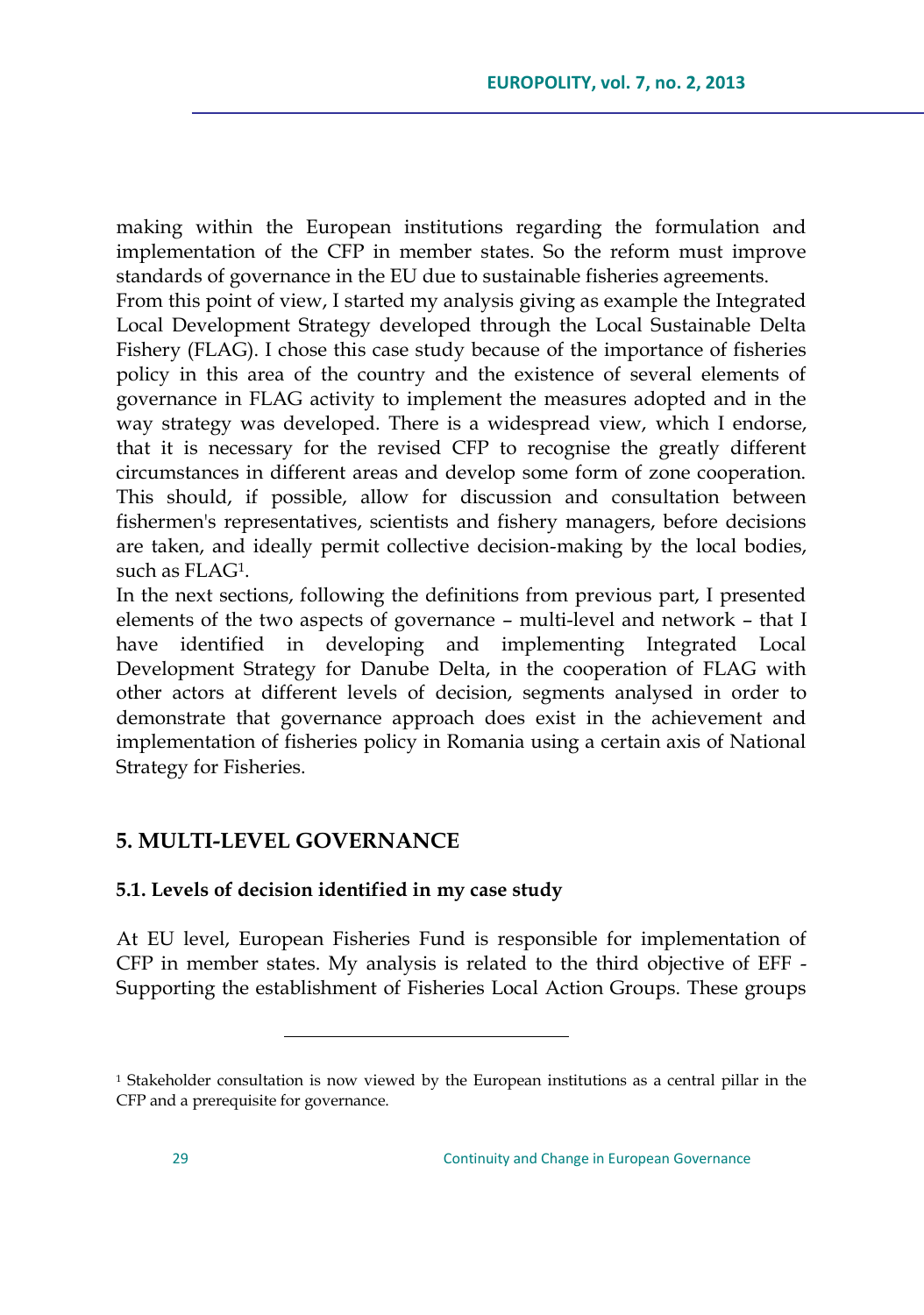making within the European institutions regarding the formulation and implementation of the CFP in member states. So the reform must improve standards of governance in the EU due to sustainable fisheries agreements.

From this point of view, I started my analysis giving as example the Integrated Local Development Strategy developed through the Local Sustainable Delta Fishery (FLAG). I chose this case study because of the importance of fisheries policy in this area of the country and the existence of several elements of governance in FLAG activity to implement the measures adopted and in the way strategy was developed. There is a widespread view, which I endorse, that it is necessary for the revised CFP to recognise the greatly different circumstances in different areas and develop some form of zone cooperation. This should, if possible, allow for discussion and consultation between fishermen's representatives, scientists and fishery managers, before decisions are taken, and ideally permit collective decision-making by the local bodies, such as FLAG[1].

In the next sections, following the definitions from previous part, I presented elements of the two aspects of governance – multi-level and network – that I have identified in developing and implementing Integrated Local Development Strategy for Danube Delta, in the cooperation of FLAG with other actors at different levels of decision, segments analysed in order to demonstrate that governance approach does exist in the achievement and implementation of fisheries policy in Romania using a certain axis of National Strategy for Fisheries.

## 5. MULTI-LEVEL GOVERNANCE

### 5.1. Levels of decision identified in my case study

At EU level, European Fisheries Fund is responsible for implementation of CFP in member states. My analysis is related to the third objective of EFF - Supporting the establishment of Fisheries Local Action Groups. These groups

---

[1] Stakeholder consultation is now viewed by the European institutions as a central pillar in the CFP and a prerequisite for governance.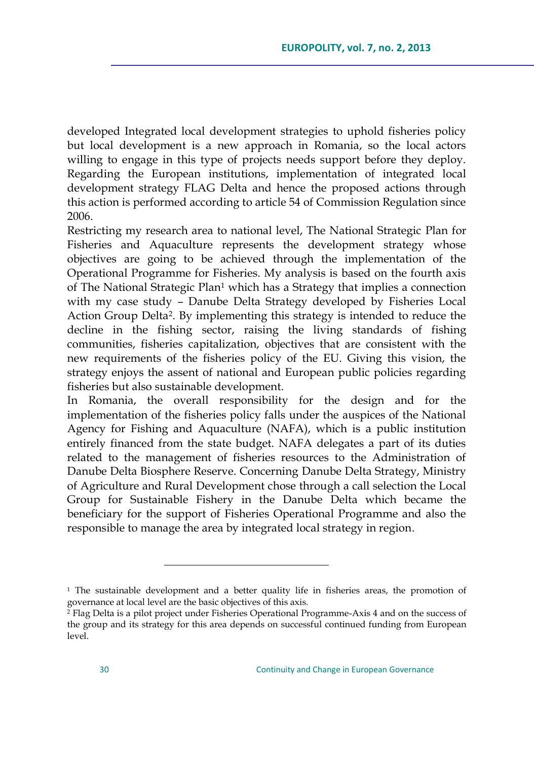developed Integrated local development strategies to uphold fisheries policy but local development is a new approach in Romania, so the local actors willing to engage in this type of projects needs support before they deploy. Regarding the European institutions, implementation of integrated local development strategy FLAG Delta and hence the proposed actions through this action is performed according to article 54 of Commission Regulation since 2006.

Restricting my research area to national level, The National Strategic Plan for Fisheries and Aquaculture represents the development strategy whose objectives are going to be achieved through the implementation of the Operational Programme for Fisheries. My analysis is based on the fourth axis of The National Strategic Plan[1] which has a Strategy that implies a connection with my case study – Danube Delta Strategy developed by Fisheries Local Action Group Delta[2]. By implementing this strategy is intended to reduce the decline in the fishing sector, raising the living standards of fishing communities, fisheries capitalization, objectives that are consistent with the new requirements of the fisheries policy of the EU. Giving this vision, the strategy enjoys the assent of national and European public policies regarding fisheries but also sustainable development.

In Romania, the overall responsibility for the design and for the implementation of the fisheries policy falls under the auspices of the National Agency for Fishing and Aquaculture (NAFA), which is a public institution entirely financed from the state budget. NAFA delegates a part of its duties related to the management of fisheries resources to the Administration of Danube Delta Biosphere Reserve. Concerning Danube Delta Strategy, Ministry of Agriculture and Rural Development chose through a call selection the Local Group for Sustainable Fishery in the Danube Delta which became the beneficiary for the support of Fisheries Operational Programme and also the responsible to manage the area by integrated local strategy in region.

---

[1] The sustainable development and a better quality life in fisheries areas, the promotion of governance at local level are the basic objectives of this axis.

[2] Flag Delta is a pilot project under Fisheries Operational Programme-Axis 4 and on the success of the group and its strategy for this area depends on successful continued funding from European level.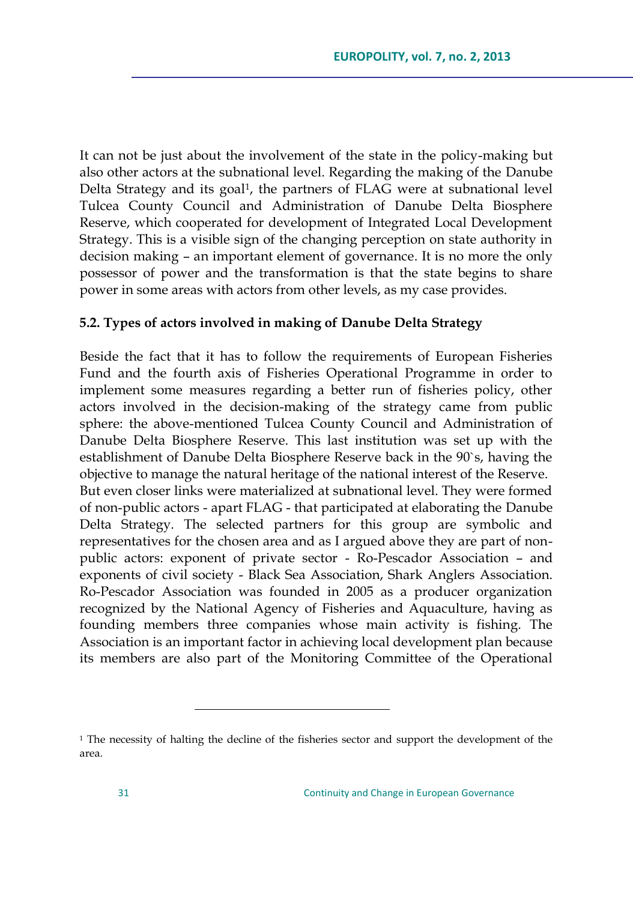It can not be just about the involvement of the state in the policy-making but also other actors at the subnational level. Regarding the making of the Danube Delta Strategy and its goal[1], the partners of FLAG were at subnational level Tulcea County Council and Administration of Danube Delta Biosphere Reserve, which cooperated for development of Integrated Local Development Strategy. This is a visible sign of the changing perception on state authority in decision making – an important element of governance. It is no more the only possessor of power and the transformation is that the state begins to share power in some areas with actors from other levels, as my case provides.

### 5.2. Types of actors involved in making of Danube Delta Strategy

Beside the fact that it has to follow the requirements of European Fisheries Fund and the fourth axis of Fisheries Operational Programme in order to implement some measures regarding a better run of fisheries policy, other actors involved in the decision-making of the strategy came from public sphere: the above-mentioned Tulcea County Council and Administration of Danube Delta Biosphere Reserve. This last institution was set up with the establishment of Danube Delta Biosphere Reserve back in the 90`s, having the objective to manage the natural heritage of the national interest of the Reserve. But even closer links were materialized at subnational level. They were formed of non-public actors - apart FLAG - that participated at elaborating the Danube Delta Strategy. The selected partners for this group are symbolic and representatives for the chosen area and as I argued above they are part of non-public actors: exponent of private sector - Ro-Pescador Association – and exponents of civil society - Black Sea Association, Shark Anglers Association. Ro-Pescador Association was founded in 2005 as a producer organization recognized by the National Agency of Fisheries and Aquaculture, having as founding members three companies whose main activity is fishing. The Association is an important factor in achieving local development plan because its members are also part of the Monitoring Committee of the Operational

---

[1] The necessity of halting the decline of the fisheries sector and support the development of the area.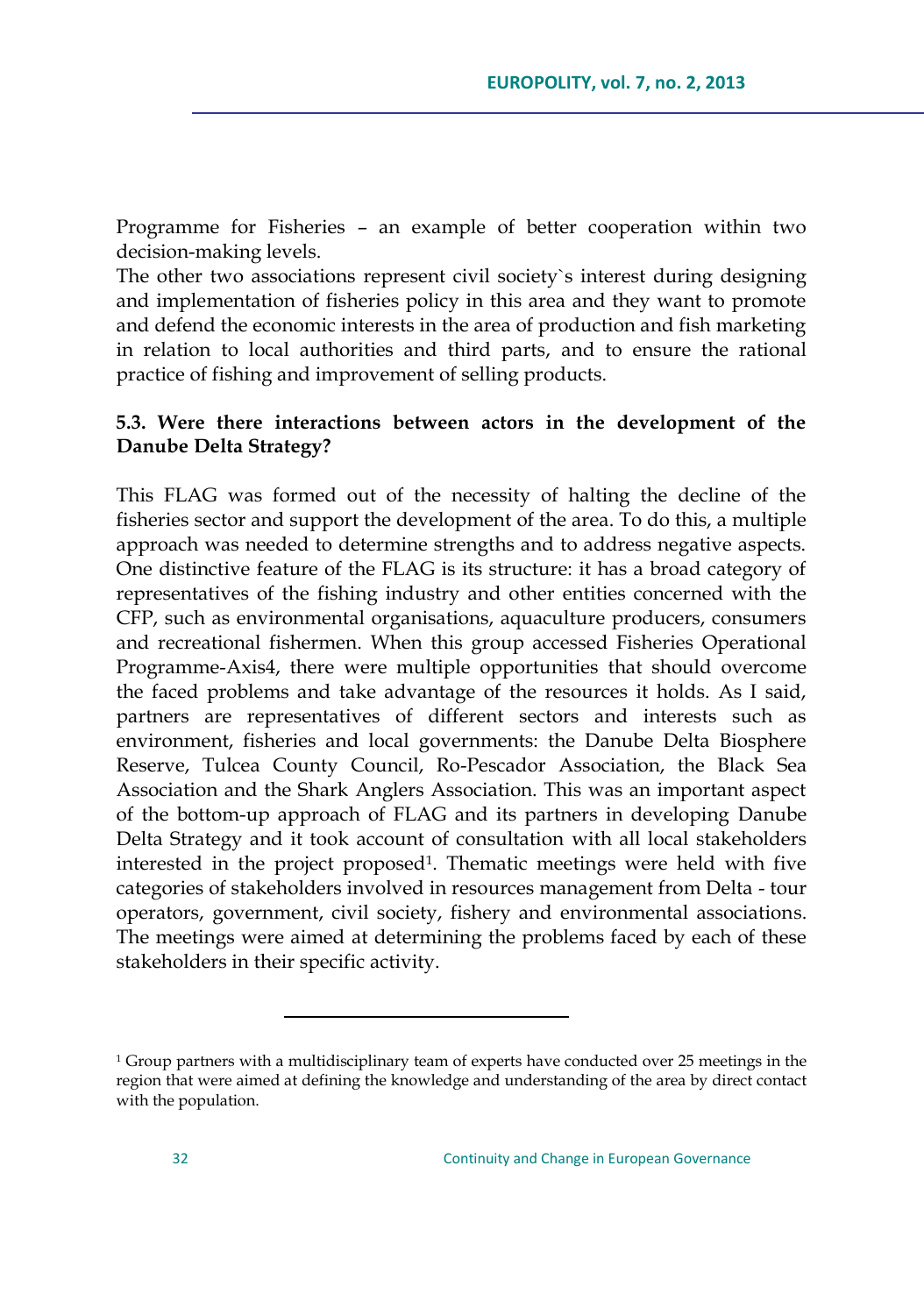Programme for Fisheries – an example of better cooperation within two decision-making levels.

The other two associations represent civil society`s interest during designing and implementation of fisheries policy in this area and they want to promote and defend the economic interests in the area of production and fish marketing in relation to local authorities and third parts, and to ensure the rational practice of fishing and improvement of selling products.

### 5.3. Were there interactions between actors in the development of the Danube Delta Strategy?

This FLAG was formed out of the necessity of halting the decline of the fisheries sector and support the development of the area. To do this, a multiple approach was needed to determine strengths and to address negative aspects. One distinctive feature of the FLAG is its structure: it has a broad category of representatives of the fishing industry and other entities concerned with the CFP, such as environmental organisations, aquaculture producers, consumers and recreational fishermen. When this group accessed Fisheries Operational Programme-Axis4, there were multiple opportunities that should overcome the faced problems and take advantage of the resources it holds. As I said, partners are representatives of different sectors and interests such as environment, fisheries and local governments: the Danube Delta Biosphere Reserve, Tulcea County Council, Ro-Pescador Association, the Black Sea Association and the Shark Anglers Association. This was an important aspect of the bottom-up approach of FLAG and its partners in developing Danube Delta Strategy and it took account of consultation with all local stakeholders interested in the project proposed[1]. Thematic meetings were held with five categories of stakeholders involved in resources management from Delta - tour operators, government, civil society, fishery and environmental associations. The meetings were aimed at determining the problems faced by each of these stakeholders in their specific activity.

---

[1] Group partners with a multidisciplinary team of experts have conducted over 25 meetings in the region that were aimed at defining the knowledge and understanding of the area by direct contact with the population.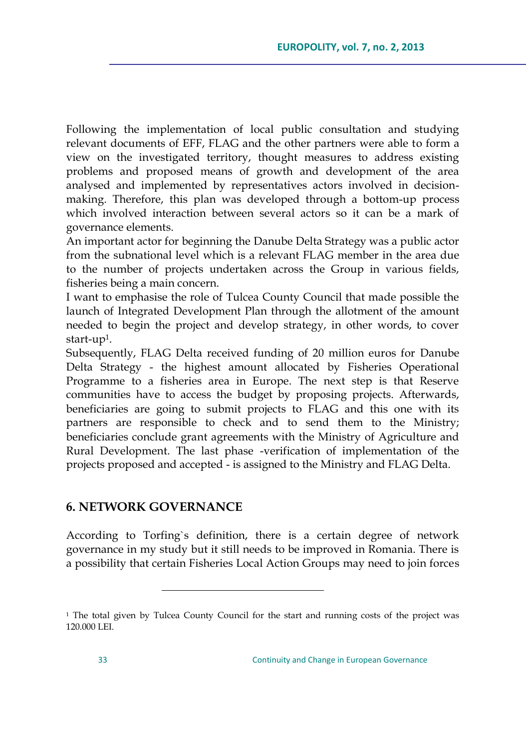Following the implementation of local public consultation and studying relevant documents of EFF, FLAG and the other partners were able to form a view on the investigated territory, thought measures to address existing problems and proposed means of growth and development of the area analysed and implemented by representatives actors involved in decision-making. Therefore, this plan was developed through a bottom-up process which involved interaction between several actors so it can be a mark of governance elements.

An important actor for beginning the Danube Delta Strategy was a public actor from the subnational level which is a relevant FLAG member in the area due to the number of projects undertaken across the Group in various fields, fisheries being a main concern.

I want to emphasise the role of Tulcea County Council that made possible the launch of Integrated Development Plan through the allotment of the amount needed to begin the project and develop strategy, in other words, to cover start-up[1].

Subsequently, FLAG Delta received funding of 20 million euros for Danube Delta Strategy - the highest amount allocated by Fisheries Operational Programme to a fisheries area in Europe. The next step is that Reserve communities have to access the budget by proposing projects. Afterwards, beneficiaries are going to submit projects to FLAG and this one with its partners are responsible to check and to send them to the Ministry; beneficiaries conclude grant agreements with the Ministry of Agriculture and Rural Development. The last phase -verification of implementation of the projects proposed and accepted - is assigned to the Ministry and FLAG Delta.

## 6. NETWORK GOVERNANCE

According to Torfing`s definition, there is a certain degree of network governance in my study but it still needs to be improved in Romania. There is a possibility that certain Fisheries Local Action Groups may need to join forces

---

[1] The total given by Tulcea County Council for the start and running costs of the project was 120.000 LEI.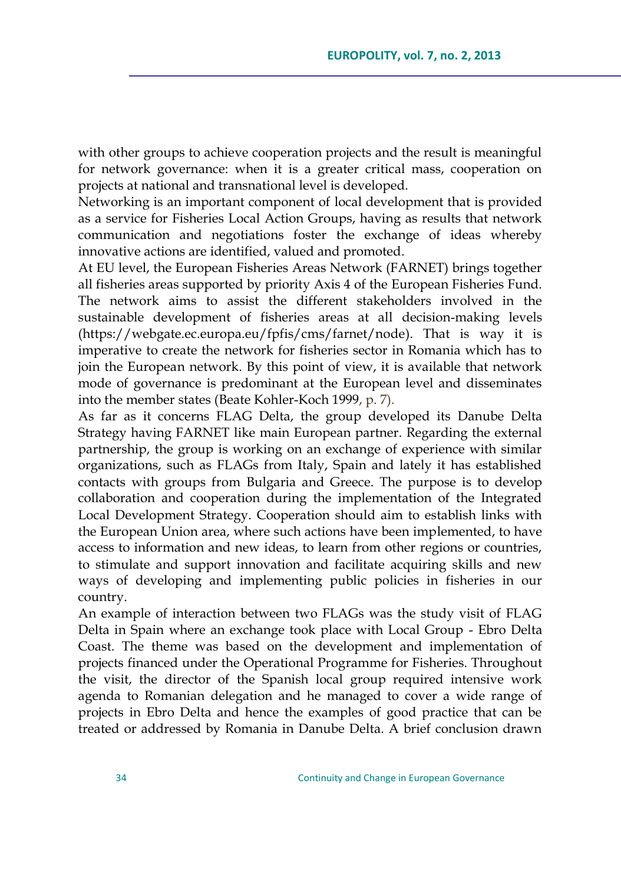with other groups to achieve cooperation projects and the result is meaningful for network governance: when it is a greater critical mass, cooperation on projects at national and transnational level is developed.

Networking is an important component of local development that is provided as a service for Fisheries Local Action Groups, having as results that network communication and negotiations foster the exchange of ideas whereby innovative actions are identified, valued and promoted.

At EU level, the European Fisheries Areas Network (FARNET) brings together all fisheries areas supported by priority Axis 4 of the European Fisheries Fund. The network aims to assist the different stakeholders involved in the sustainable development of fisheries areas at all decision-making levels (https://webgate.ec.europa.eu/fpfis/cms/farnet/node). That is way it is imperative to create the network for fisheries sector in Romania which has to join the European network. By this point of view, it is available that network mode of governance is predominant at the European level and disseminates into the member states (Beate Kohler-Koch 1999, p. 7).

As far as it concerns FLAG Delta, the group developed its Danube Delta Strategy having FARNET like main European partner. Regarding the external partnership, the group is working on an exchange of experience with similar organizations, such as FLAGs from Italy, Spain and lately it has established contacts with groups from Bulgaria and Greece. The purpose is to develop collaboration and cooperation during the implementation of the Integrated Local Development Strategy. Cooperation should aim to establish links with the European Union area, where such actions have been implemented, to have access to information and new ideas, to learn from other regions or countries, to stimulate and support innovation and facilitate acquiring skills and new ways of developing and implementing public policies in fisheries in our country.

An example of interaction between two FLAGs was the study visit of FLAG Delta in Spain where an exchange took place with Local Group - Ebro Delta Coast. The theme was based on the development and implementation of projects financed under the Operational Programme for Fisheries. Throughout the visit, the director of the Spanish local group required intensive work agenda to Romanian delegation and he managed to cover a wide range of projects in Ebro Delta and hence the examples of good practice that can be treated or addressed by Romania in Danube Delta. A brief conclusion drawn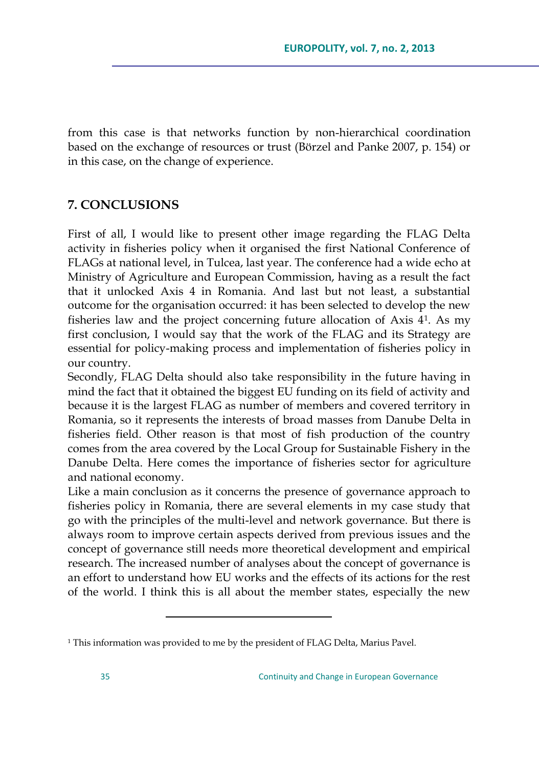from this case is that networks function by non-hierarchical coordination based on the exchange of resources or trust (Börzel and Panke 2007, p. 154) or in this case, on the change of experience.

## 7. CONCLUSIONS

First of all, I would like to present other image regarding the FLAG Delta activity in fisheries policy when it organised the first National Conference of FLAGs at national level, in Tulcea, last year. The conference had a wide echo at Ministry of Agriculture and European Commission, having as a result the fact that it unlocked Axis 4 in Romania. And last but not least, a substantial outcome for the organisation occurred: it has been selected to develop the new fisheries law and the project concerning future allocation of Axis 4[1]. As my first conclusion, I would say that the work of the FLAG and its Strategy are essential for policy-making process and implementation of fisheries policy in our country.

Secondly, FLAG Delta should also take responsibility in the future having in mind the fact that it obtained the biggest EU funding on its field of activity and because it is the largest FLAG as number of members and covered territory in Romania, so it represents the interests of broad masses from Danube Delta in fisheries field. Other reason is that most of fish production of the country comes from the area covered by the Local Group for Sustainable Fishery in the Danube Delta. Here comes the importance of fisheries sector for agriculture and national economy.

Like a main conclusion as it concerns the presence of governance approach to fisheries policy in Romania, there are several elements in my case study that go with the principles of the multi-level and network governance. But there is always room to improve certain aspects derived from previous issues and the concept of governance still needs more theoretical development and empirical research. The increased number of analyses about the concept of governance is an effort to understand how EU works and the effects of its actions for the rest of the world. I think this is all about the member states, especially the new

[1] This information was provided to me by the president of FLAG Delta, Marius Pavel.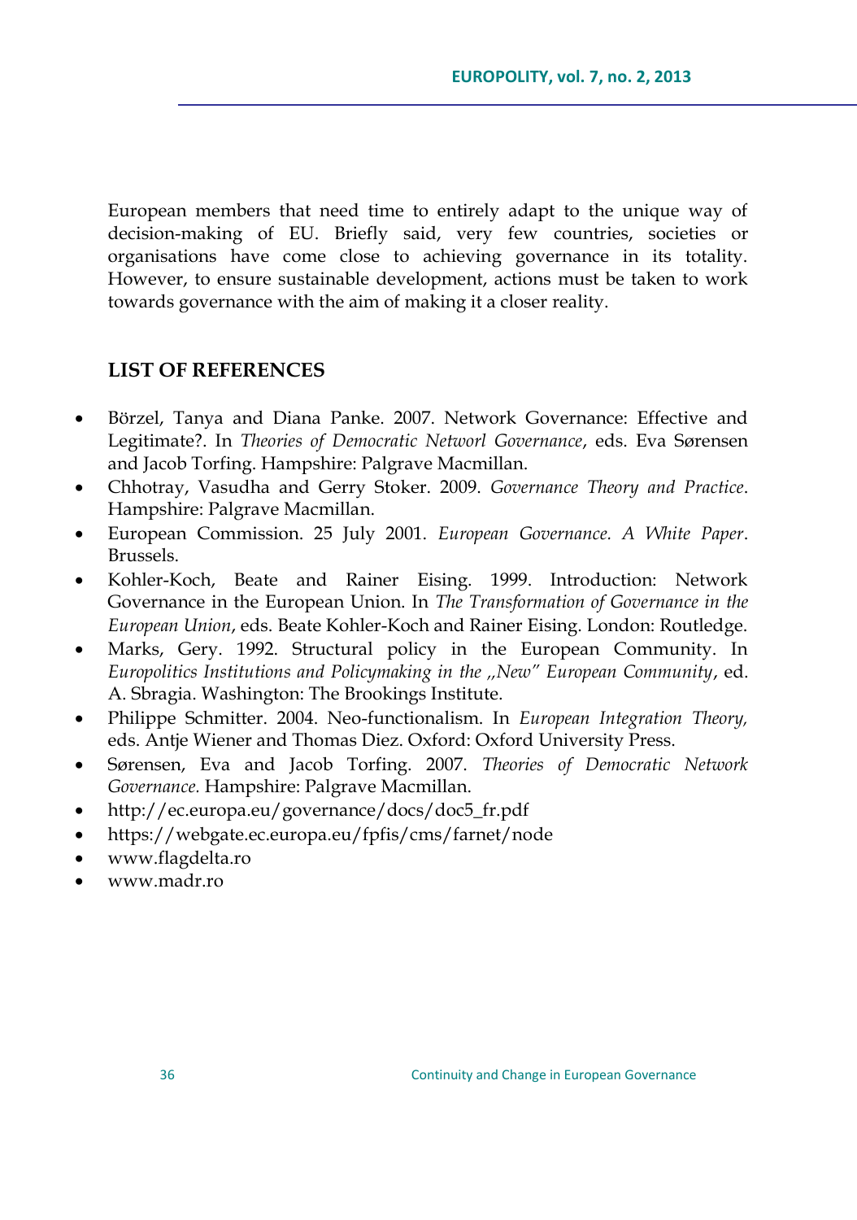European members that need time to entirely adapt to the unique way of decision-making of EU. Briefly said, very few countries, societies or organisations have come close to achieving governance in its totality. However, to ensure sustainable development, actions must be taken to work towards governance with the aim of making it a closer reality.

## LIST OF REFERENCES

- Börzel, Tanya and Diana Panke. 2007. Network Governance: Effective and Legitimate?. In *Theories of Democratic Networl Governance*, eds. Eva Sørensen and Jacob Torfing. Hampshire: Palgrave Macmillan.
- Chhotray, Vasudha and Gerry Stoker. 2009. *Governance Theory and Practice*. Hampshire: Palgrave Macmillan.
- European Commission. 25 July 2001. *European Governance. A White Paper*. Brussels.
- Kohler-Koch, Beate and Rainer Eising. 1999. Introduction: Network Governance in the European Union. In *The Transformation of Governance in the European Union*, eds. Beate Kohler-Koch and Rainer Eising. London: Routledge.
- Marks, Gery. 1992. Structural policy in the European Community. In *Europolitics Institutions and Policymaking in the „New" European Community*, ed. A. Sbragia. Washington: The Brookings Institute.
- Philippe Schmitter. 2004. Neo-functionalism. In *European Integration Theory,* eds. Antje Wiener and Thomas Diez. Oxford: Oxford University Press.
- Sørensen, Eva and Jacob Torfing. 2007. *Theories of Democratic Network Governance.* Hampshire: Palgrave Macmillan.
- http://ec.europa.eu/governance/docs/doc5_fr.pdf
- https://webgate.ec.europa.eu/fpfis/cms/farnet/node
- www.flagdelta.ro
- www.madr.ro